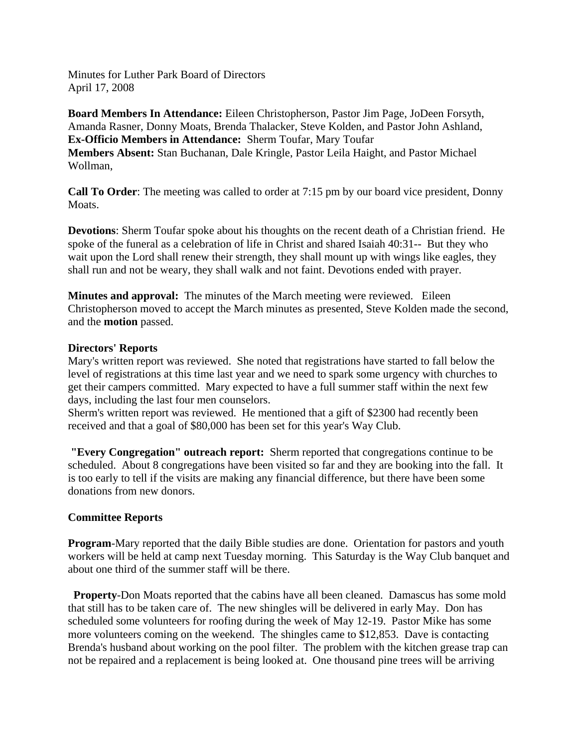Minutes for Luther Park Board of Directors
April 17, 2008

**Board Members In Attendance:** Eileen Christopherson, Pastor Jim Page, JoDeen Forsyth, Amanda Rasner, Donny Moats, Brenda Thalacker, Steve Kolden, and Pastor John Ashland,
**Ex-Officio Members in Attendance:** Sherm Toufar, Mary Toufar
**Members Absent:** Stan Buchanan, Dale Kringle, Pastor Leila Haight, and Pastor Michael Wollman,

**Call To Order**: The meeting was called to order at 7:15 pm by our board vice president, Donny Moats.

**Devotions**: Sherm Toufar spoke about his thoughts on the recent death of a Christian friend. He spoke of the funeral as a celebration of life in Christ and shared Isaiah 40:31-- But they who wait upon the Lord shall renew their strength, they shall mount up with wings like eagles, they shall run and not be weary, they shall walk and not faint. Devotions ended with prayer.

**Minutes and approval:** The minutes of the March meeting were reviewed. Eileen Christopherson moved to accept the March minutes as presented, Steve Kolden made the second, and the **motion** passed.

**Directors' Reports**
Mary's written report was reviewed. She noted that registrations have started to fall below the level of registrations at this time last year and we need to spark some urgency with churches to get their campers committed. Mary expected to have a full summer staff within the next few days, including the last four men counselors.
Sherm's written report was reviewed. He mentioned that a gift of $2300 had recently been received and that a goal of $80,000 has been set for this year's Way Club.

**"Every Congregation" outreach report:** Sherm reported that congregations continue to be scheduled. About 8 congregations have been visited so far and they are booking into the fall. It is too early to tell if the visits are making any financial difference, but there have been some donations from new donors.

**Committee Reports**

**Program**-Mary reported that the daily Bible studies are done. Orientation for pastors and youth workers will be held at camp next Tuesday morning. This Saturday is the Way Club banquet and about one third of the summer staff will be there.

**Property**-Don Moats reported that the cabins have all been cleaned. Damascus has some mold that still has to be taken care of. The new shingles will be delivered in early May. Don has scheduled some volunteers for roofing during the week of May 12-19. Pastor Mike has some more volunteers coming on the weekend. The shingles came to $12,853. Dave is contacting Brenda's husband about working on the pool filter. The problem with the kitchen grease trap can not be repaired and a replacement is being looked at. One thousand pine trees will be arriving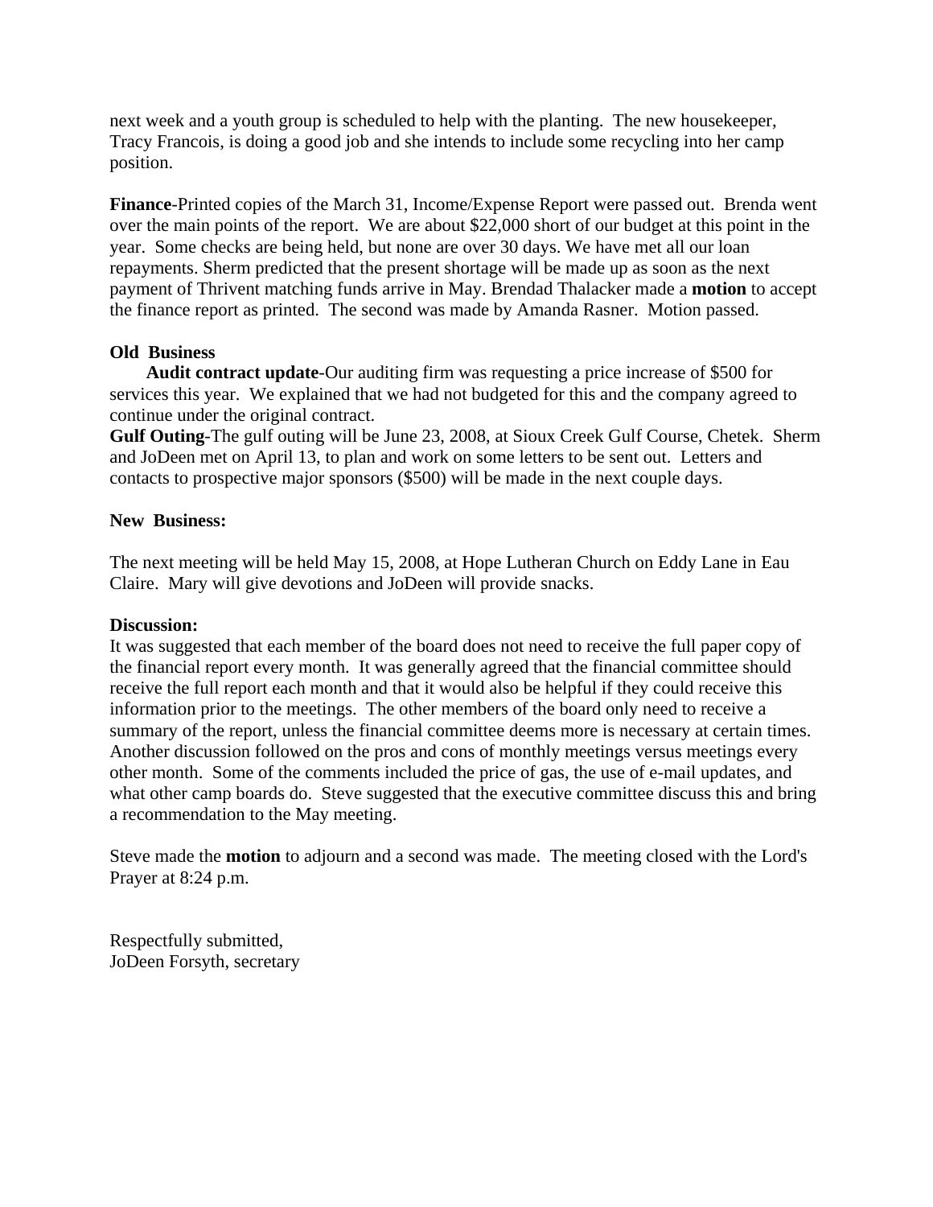next week and a youth group is scheduled to help with the planting. The new housekeeper, Tracy Francois, is doing a good job and she intends to include some recycling into her camp position.

**Finance**-Printed copies of the March 31, Income/Expense Report were passed out. Brenda went over the main points of the report. We are about $22,000 short of our budget at this point in the year. Some checks are being held, but none are over 30 days. We have met all our loan repayments. Sherm predicted that the present shortage will be made up as soon as the next payment of Thrivent matching funds arrive in May. Brendad Thalacker made a **motion** to accept the finance report as printed. The second was made by Amanda Rasner. Motion passed.

**Old Business**

**Audit contract update**-Our auditing firm was requesting a price increase of $500 for services this year. We explained that we had not budgeted for this and the company agreed to continue under the original contract.

**Gulf Outing**-The gulf outing will be June 23, 2008, at Sioux Creek Gulf Course, Chetek. Sherm and JoDeen met on April 13, to plan and work on some letters to be sent out. Letters and contacts to prospective major sponsors ($500) will be made in the next couple days.

**New Business:**

The next meeting will be held May 15, 2008, at Hope Lutheran Church on Eddy Lane in Eau Claire. Mary will give devotions and JoDeen will provide snacks.

**Discussion:**

It was suggested that each member of the board does not need to receive the full paper copy of the financial report every month. It was generally agreed that the financial committee should receive the full report each month and that it would also be helpful if they could receive this information prior to the meetings. The other members of the board only need to receive a summary of the report, unless the financial committee deems more is necessary at certain times. Another discussion followed on the pros and cons of monthly meetings versus meetings every other month. Some of the comments included the price of gas, the use of e-mail updates, and what other camp boards do. Steve suggested that the executive committee discuss this and bring a recommendation to the May meeting.

Steve made the **motion** to adjourn and a second was made. The meeting closed with the Lord's Prayer at 8:24 p.m.

Respectfully submitted,
JoDeen Forsyth, secretary